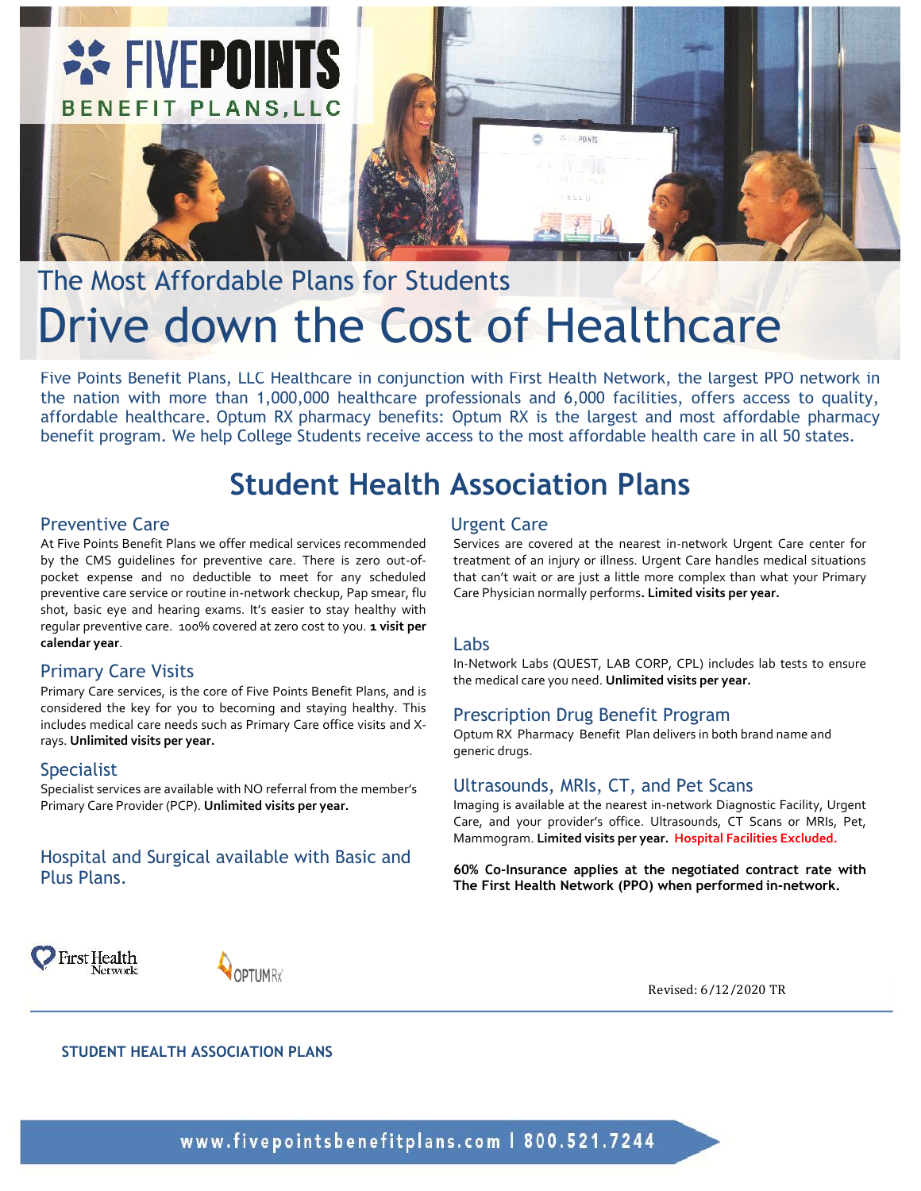# FIVEPOINTS BENEFIT PLANS, LLC

## The Most Affordable Plans for Students

# Drive down the Cost of Healthcare

Five Points Benefit Plans, LLC Healthcare in conjunction with First Health Network, the largest PPO network in the nation with more than 1,000,000 healthcare professionals and 6,000 facilities, offers access to quality, affordable healthcare. Optum RX pharmacy benefits: Optum RX is the largest and most affordable pharmacy benefit program. We help College Students receive access to the most affordable health care in all 50 states.

## Student Health Association Plans

### Preventive Care

At Five Points Benefit Plans we offer medical services recommended by the CMS guidelines for preventive care. There is zero out-of-pocket expense and no deductible to meet for any scheduled preventive care service or routine in-network checkup, Pap smear, flu shot, basic eye and hearing exams. It's easier to stay healthy with regular preventive care. 100% covered at zero cost to you. **1 visit per calendar year**.

### Primary Care Visits

Primary Care services, is the core of Five Points Benefit Plans, and is considered the key for you to becoming and staying healthy. This includes medical care needs such as Primary Care office visits and X-rays. **Unlimited visits per year.**

### Specialist

Specialist services are available with NO referral from the member's Primary Care Provider (PCP). **Unlimited visits per year.**

### Hospital and Surgical available with Basic and Plus Plans.

### Urgent Care

Services are covered at the nearest in-network Urgent Care center for treatment of an injury or illness. Urgent Care handles medical situations that can't wait or are just a little more complex than what your Primary Care Physician normally performs**. Limited visits per year.**

### Labs

In-Network Labs (QUEST, LAB CORP, CPL) includes lab tests to ensure the medical care you need. **Unlimited visits per year.**

### Prescription Drug Benefit Program

Optum RX Pharmacy Benefit Plan delivers in both brand name and generic drugs.

### Ultrasounds, MRIs, CT, and Pet Scans

Imaging is available at the nearest in-network Diagnostic Facility, Urgent Care, and your provider's office. Ultrasounds, CT Scans or MRIs, Pet, Mammogram. **Limited visits per year. Hospital Facilities Excluded.**

**60% Co-Insurance applies at the negotiated contract rate with The First Health Network (PPO) when performed in-network.**

First Health Network OPTUM Rx

Revised: 6/12/2020 TR

**STUDENT HEALTH ASSOCIATION PLANS**

www.fivepointsbenefitplans.com | 800.521.7244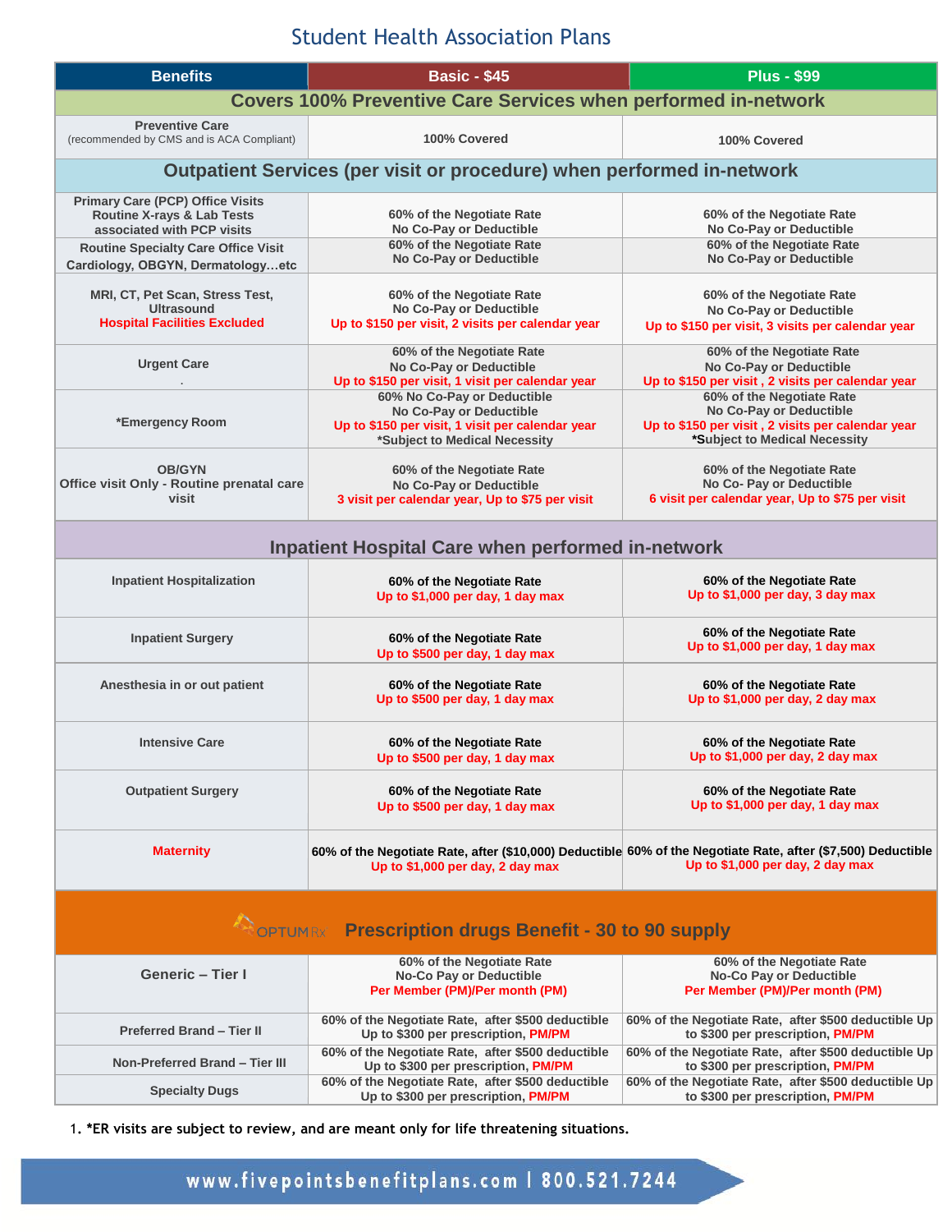# Student Health Association Plans

| Benefits | Basic - $45 | Plus - $99 |
|---|---|---|
| **Covers 100% Preventive Care Services when performed in-network** | | |
| **Preventive Care** (recommended by CMS and is ACA Compliant) | 100% Covered | 100% Covered |
| **Outpatient Services (per visit or procedure) when performed in-network** | | |
| Primary Care (PCP) Office Visits Routine X-rays & Lab Tests associated with PCP visits | 60% of the Negotiate Rate No Co-Pay or Deductible | 60% of the Negotiate Rate No Co-Pay or Deductible |
| Routine Specialty Care Office Visit Cardiology, OBGYN, Dermatology…etc | 60% of the Negotiate Rate No Co-Pay or Deductible | 60% of the Negotiate Rate No Co-Pay or Deductible |
| MRI, CT, Pet Scan, Stress Test, Ultrasound Hospital Facilities Excluded | 60% of the Negotiate Rate No Co-Pay or Deductible Up to $150 per visit, 2 visits per calendar year | 60% of the Negotiate Rate No Co-Pay or Deductible Up to $150 per visit, 3 visits per calendar year |
| Urgent Care . | 60% of the Negotiate Rate No Co-Pay or Deductible Up to $150 per visit, 1 visit per calendar year | 60% of the Negotiate Rate No Co-Pay or Deductible Up to $150 per visit , 2 visits per calendar year |
| *Emergency Room | 60% No Co-Pay or Deductible No Co-Pay or Deductible Up to $150 per visit, 1 visit per calendar year *Subject to Medical Necessity | 60% of the Negotiate Rate No Co-Pay or Deductible Up to $150 per visit , 2 visits per calendar year *Subject to Medical Necessity |
| OB/GYN Office visit Only - Routine prenatal care visit | 60% of the Negotiate Rate No Co-Pay or Deductible 3 visit per calendar year, Up to $75 per visit | 60% of the Negotiate Rate No Co- Pay or Deductible 6 visit per calendar year, Up to $75 per visit |
| **Inpatient Hospital Care when performed in-network** | | |
| Inpatient Hospitalization | 60% of the Negotiate Rate Up to $1,000 per day, 1 day max | 60% of the Negotiate Rate Up to $1,000 per day, 3 day max |
| Inpatient Surgery | 60% of the Negotiate Rate Up to $500 per day, 1 day max | 60% of the Negotiate Rate Up to $1,000 per day, 1 day max |
| Anesthesia in or out patient | 60% of the Negotiate Rate Up to $500 per day, 1 day max | 60% of the Negotiate Rate Up to $1,000 per day, 2 day max |
| Intensive Care | 60% of the Negotiate Rate Up to $500 per day, 1 day max | 60% of the Negotiate Rate Up to $1,000 per day, 2 day max |
| Outpatient Surgery | 60% of the Negotiate Rate Up to $500 per day, 1 day max | 60% of the Negotiate Rate Up to $1,000 per day, 1 day max |
| Maternity | 60% of the Negotiate Rate, after ($10,000) Deductible Up to $1,000 per day, 2 day max | 60% of the Negotiate Rate, after ($7,500) Deductible Up to $1,000 per day, 2 day max |
| **OPTUM Rx Prescription drugs Benefit - 30 to 90 supply** | | |
| Generic – Tier I | 60% of the Negotiate Rate No-Co Pay or Deductible Per Member (PM)/Per month (PM) | 60% of the Negotiate Rate No-Co Pay or Deductible Per Member (PM)/Per month (PM) |
| Preferred Brand – Tier II | 60% of the Negotiate Rate, after $500 deductible Up to $300 per prescription, PM/PM | 60% of the Negotiate Rate, after $500 deductible Up to $300 per prescription, PM/PM |
| Non-Preferred Brand – Tier III | 60% of the Negotiate Rate, after $500 deductible Up to $300 per prescription, PM/PM | 60% of the Negotiate Rate, after $500 deductible Up to $300 per prescription, PM/PM |
| Specialty Dugs | 60% of the Negotiate Rate, after $500 deductible Up to $300 per prescription, PM/PM | 60% of the Negotiate Rate, after $500 deductible Up to $300 per prescription, PM/PM |

1. *ER visits are subject to review, and are meant only for life threatening situations.

www.fivepointsbenefitplans.com | 800.521.7244